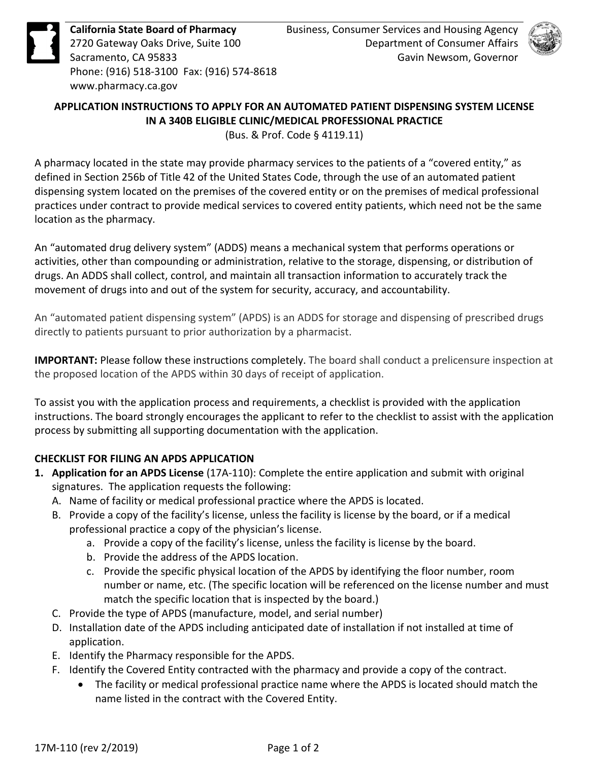**California State Board of Pharmacy**
2720 Gateway Oaks Drive, Suite 100
Sacramento, CA 95833
Phone: (916) 518-3100 Fax: (916) 574-8618
www.pharmacy.ca.gov

Business, Consumer Services and Housing Agency
Department of Consumer Affairs
Gavin Newsom, Governor

## APPLICATION INSTRUCTIONS TO APPLY FOR AN AUTOMATED PATIENT DISPENSING SYSTEM LICENSE IN A 340B ELIGIBLE CLINIC/MEDICAL PROFESSIONAL PRACTICE

(Bus. & Prof. Code § 4119.11)

A pharmacy located in the state may provide pharmacy services to the patients of a "covered entity," as defined in Section 256b of Title 42 of the United States Code, through the use of an automated patient dispensing system located on the premises of the covered entity or on the premises of medical professional practices under contract to provide medical services to covered entity patients, which need not be the same location as the pharmacy.

An "automated drug delivery system" (ADDS) means a mechanical system that performs operations or activities, other than compounding or administration, relative to the storage, dispensing, or distribution of drugs. An ADDS shall collect, control, and maintain all transaction information to accurately track the movement of drugs into and out of the system for security, accuracy, and accountability.

An "automated patient dispensing system" (APDS) is an ADDS for storage and dispensing of prescribed drugs directly to patients pursuant to prior authorization by a pharmacist.

**IMPORTANT:** Please follow these instructions completely. The board shall conduct a prelicensure inspection at the proposed location of the APDS within 30 days of receipt of application.

To assist you with the application process and requirements, a checklist is provided with the application instructions. The board strongly encourages the applicant to refer to the checklist to assist with the application process by submitting all supporting documentation with the application.

### CHECKLIST FOR FILING AN APDS APPLICATION

1. **Application for an APDS License** (17A-110): Complete the entire application and submit with original signatures. The application requests the following:
   A. Name of facility or medical professional practice where the APDS is located.
   B. Provide a copy of the facility's license, unless the facility is license by the board, or if a medical professional practice a copy of the physician's license.
      a. Provide a copy of the facility's license, unless the facility is license by the board.
      b. Provide the address of the APDS location.
      c. Provide the specific physical location of the APDS by identifying the floor number, room number or name, etc. (The specific location will be referenced on the license number and must match the specific location that is inspected by the board.)
   C. Provide the type of APDS (manufacture, model, and serial number)
   D. Installation date of the APDS including anticipated date of installation if not installed at time of application.
   E. Identify the Pharmacy responsible for the APDS.
   F. Identify the Covered Entity contracted with the pharmacy and provide a copy of the contract.
      - The facility or medical professional practice name where the APDS is located should match the name listed in the contract with the Covered Entity.

17M-110 (rev 2/2019)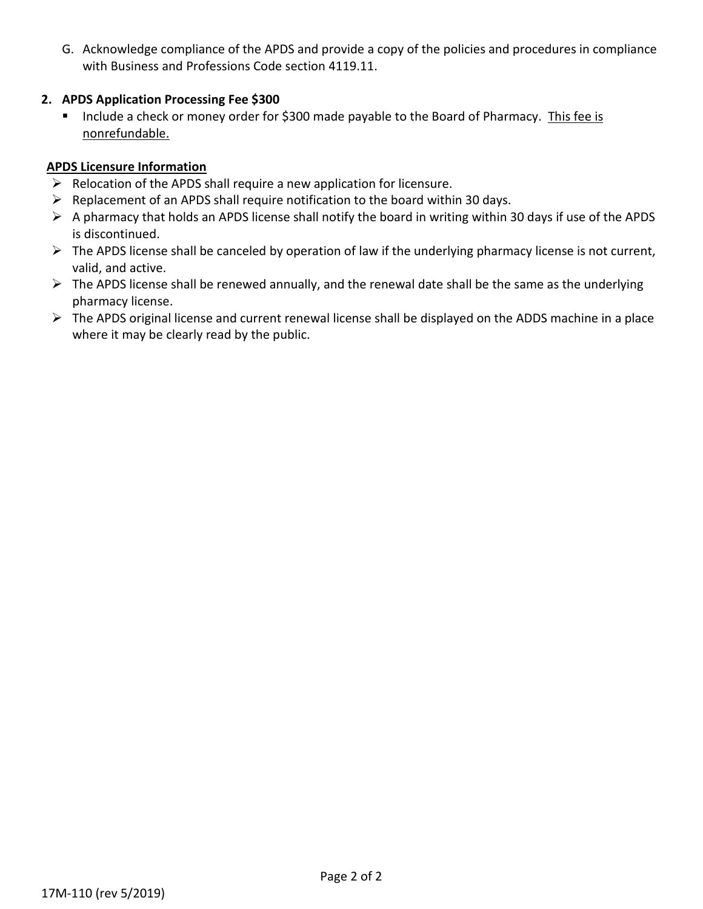G. Acknowledge compliance of the APDS and provide a copy of the policies and procedures in compliance with Business and Professions Code section 4119.11.

**2. APDS Application Processing Fee $300**

- Include a check or money order for $300 made payable to the Board of Pharmacy. <u>This fee is nonrefundable.</u>

**<u>APDS Licensure Information</u>**

- Relocation of the APDS shall require a new application for licensure.
- Replacement of an APDS shall require notification to the board within 30 days.
- A pharmacy that holds an APDS license shall notify the board in writing within 30 days if use of the APDS is discontinued.
- The APDS license shall be canceled by operation of law if the underlying pharmacy license is not current, valid, and active.
- The APDS license shall be renewed annually, and the renewal date shall be the same as the underlying pharmacy license.
- The APDS original license and current renewal license shall be displayed on the ADDS machine in a place where it may be clearly read by the public.

17M-110 (rev 5/2019)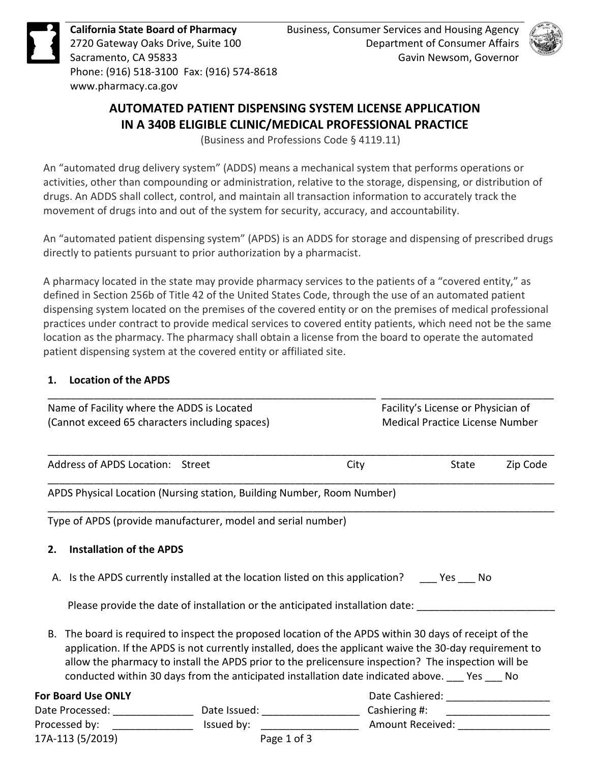California State Board of Pharmacy
2720 Gateway Oaks Drive, Suite 100
Sacramento, CA 95833
Phone: (916) 518-3100 Fax: (916) 574-8618
www.pharmacy.ca.gov

Business, Consumer Services and Housing Agency
Department of Consumer Affairs
Gavin Newsom, Governor

# AUTOMATED PATIENT DISPENSING SYSTEM LICENSE APPLICATION IN A 340B ELIGIBLE CLINIC/MEDICAL PROFESSIONAL PRACTICE

(Business and Professions Code § 4119.11)

An "automated drug delivery system" (ADDS) means a mechanical system that performs operations or activities, other than compounding or administration, relative to the storage, dispensing, or distribution of drugs. An ADDS shall collect, control, and maintain all transaction information to accurately track the movement of drugs into and out of the system for security, accuracy, and accountability.

An "automated patient dispensing system" (APDS) is an ADDS for storage and dispensing of prescribed drugs directly to patients pursuant to prior authorization by a pharmacist.

A pharmacy located in the state may provide pharmacy services to the patients of a "covered entity," as defined in Section 256b of Title 42 of the United States Code, through the use of an automated patient dispensing system located on the premises of the covered entity or on the premises of medical professional practices under contract to provide medical services to covered entity patients, which need not be the same location as the pharmacy. The pharmacy shall obtain a license from the board to operate the automated patient dispensing system at the covered entity or affiliated site.

## 1. Location of the APDS

___________________________________________________________ ______________________________

Name of Facility where the ADDS is Located (Cannot exceed 65 characters including spaces) | Facility's License or Physician of Medical Practice License Number

__________________________________________________________________________________________

Address of APDS Location: Street | City | State | Zip Code

__________________________________________________________________________________________

APDS Physical Location (Nursing station, Building Number, Room Number)

__________________________________________________________________________________________

Type of APDS (provide manufacturer, model and serial number)

## 2. Installation of the APDS

A. Is the APDS currently installed at the location listed on this application? ___ Yes ___ No

Please provide the date of installation or the anticipated installation date: ________________________

B. The board is required to inspect the proposed location of the APDS within 30 days of receipt of the application. If the APDS is not currently installed, does the applicant waive the 30-day requirement to allow the pharmacy to install the APDS prior to the prelicensure inspection? The inspection will be conducted within 30 days from the anticipated installation date indicated above. ___ Yes ___ No

**For Board Use ONLY**

Date Processed: ______________ Date Issued: ________________ Date Cashiered: __________________
Processed by: ______________ Issued by: ________________ Cashiering #: __________________
Amount Received: ________________

17A-113 (5/2019)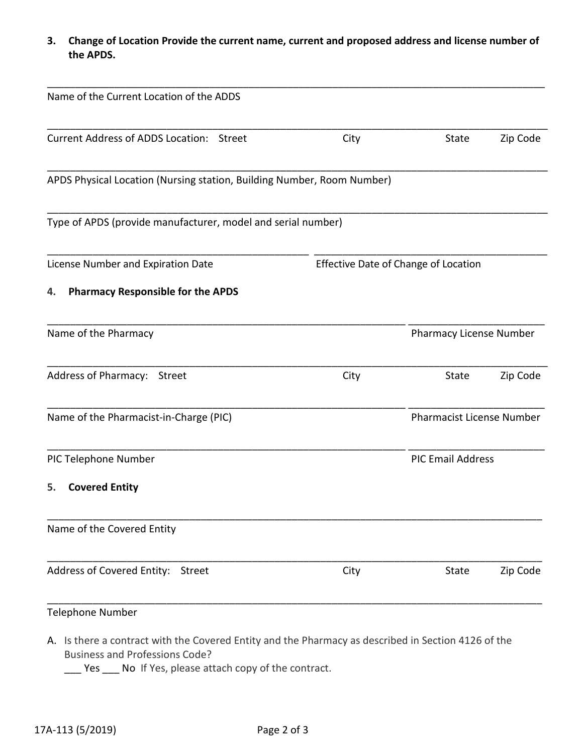**3. Change of Location Provide the current name, current and proposed address and license number of the APDS.**

_______________________________________________

Name of the Current Location of the ADDS

_______________________________________________

Current Address of ADDS Location: Street City State Zip Code

_______________________________________________

APDS Physical Location (Nursing station, Building Number, Room Number)

_______________________________________________

Type of APDS (provide manufacturer, model and serial number)

_______________________________________________ _______________________________________________

License Number and Expiration Date Effective Date of Change of Location

**4. Pharmacy Responsible for the APDS**

_______________________________________________ _______________________________________________

Name of the Pharmacy Pharmacy License Number

_______________________________________________

Address of Pharmacy: Street City State Zip Code

_______________________________________________ _______________________________________________

Name of the Pharmacist-in-Charge (PIC) Pharmacist License Number

_______________________________________________ _______________________________________________

PIC Telephone Number PIC Email Address

**5. Covered Entity**

_______________________________________________

Name of the Covered Entity

_______________________________________________

Address of Covered Entity: Street City State Zip Code

_______________________________________________

Telephone Number

A. Is there a contract with the Covered Entity and the Pharmacy as described in Section 4126 of the Business and Professions Code?
___ Yes ___ No If Yes, please attach copy of the contract.

17A-113 (5/2019)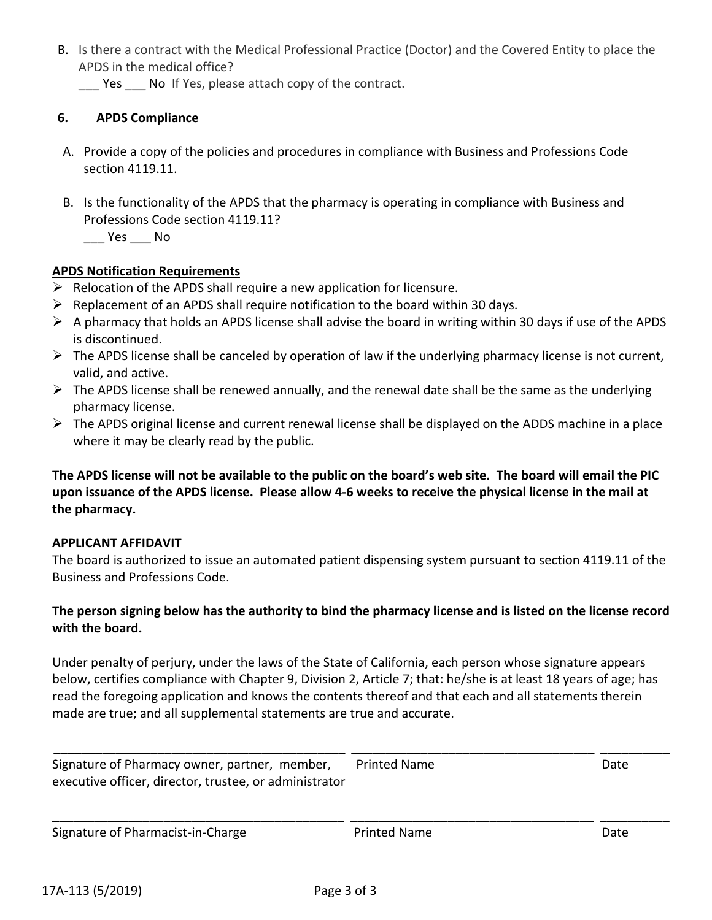B. Is there a contract with the Medical Professional Practice (Doctor) and the Covered Entity to place the APDS in the medical office?

___ Yes ___ No If Yes, please attach copy of the contract.

**6. APDS Compliance**

A. Provide a copy of the policies and procedures in compliance with Business and Professions Code section 4119.11.

B. Is the functionality of the APDS that the pharmacy is operating in compliance with Business and Professions Code section 4119.11?

___ Yes ___ No

**APDS Notification Requirements**

- Relocation of the APDS shall require a new application for licensure.
- Replacement of an APDS shall require notification to the board within 30 days.
- A pharmacy that holds an APDS license shall advise the board in writing within 30 days if use of the APDS is discontinued.
- The APDS license shall be canceled by operation of law if the underlying pharmacy license is not current, valid, and active.
- The APDS license shall be renewed annually, and the renewal date shall be the same as the underlying pharmacy license.
- The APDS original license and current renewal license shall be displayed on the ADDS machine in a place where it may be clearly read by the public.

**The APDS license will not be available to the public on the board's web site. The board will email the PIC upon issuance of the APDS license. Please allow 4-6 weeks to receive the physical license in the mail at the pharmacy.**

**APPLICANT AFFIDAVIT**

The board is authorized to issue an automated patient dispensing system pursuant to section 4119.11 of the Business and Professions Code.

**The person signing below has the authority to bind the pharmacy license and is listed on the license record with the board.**

Under penalty of perjury, under the laws of the State of California, each person whose signature appears below, certifies compliance with Chapter 9, Division 2, Article 7; that: he/she is at least 18 years of age; has read the foregoing application and knows the contents thereof and that each and all statements therein made are true; and all supplemental statements are true and accurate.

_____________________________________________ _____________________________________ __________

Signature of Pharmacy owner, partner, member, executive officer, director, trustee, or administrator | Printed Name | Date

_____________________________________________ _____________________________________ __________

Signature of Pharmacist-in-Charge | Printed Name | Date

17A-113 (5/2019)